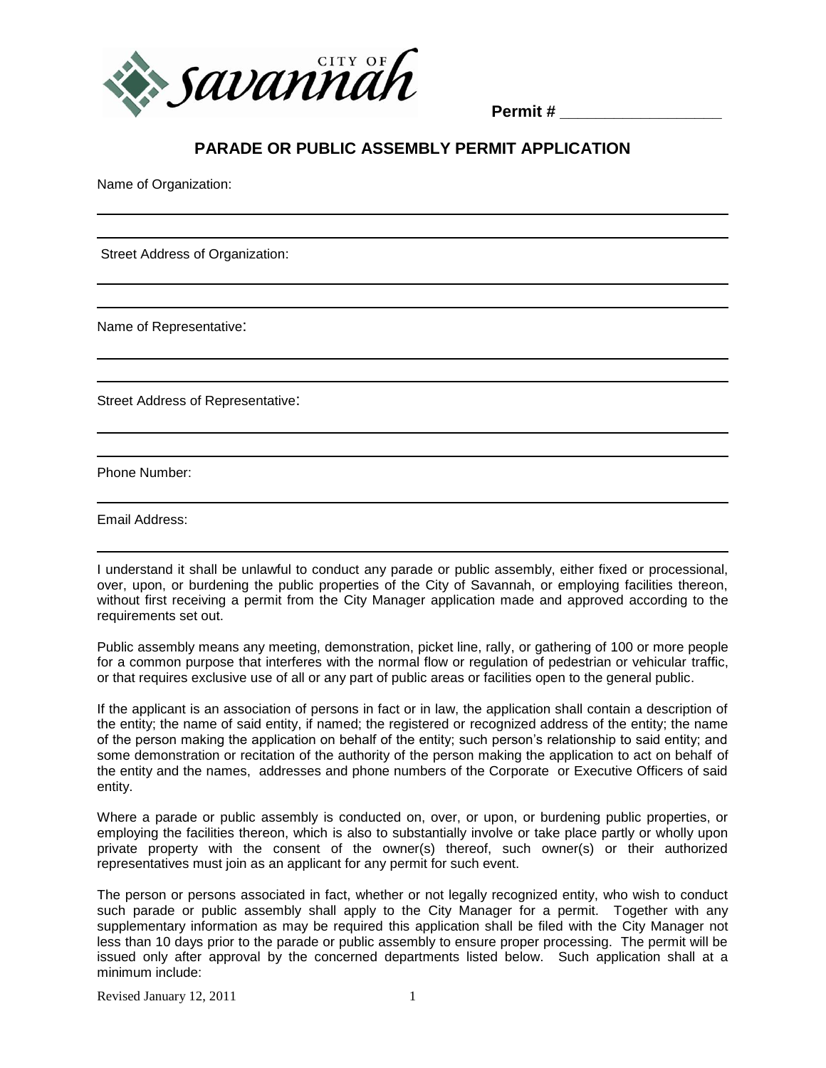CITY OF Savannah

**Permit # \_\_\_\_\_\_\_\_\_\_\_\_\_\_\_\_\_\_\_**

# PARADE OR PUBLIC ASSEMBLY PERMIT APPLICATION

Name of Organization:

\_\_\_\_\_\_\_\_\_\_\_\_\_\_\_\_\_\_\_\_\_\_\_\_\_\_\_\_\_\_\_\_\_\_\_\_\_\_\_\_\_\_\_\_\_\_\_\_\_\_\_\_\_\_\_\_\_\_\_\_\_\_\_\_\_\_\_\_\_\_

\_\_\_\_\_\_\_\_\_\_\_\_\_\_\_\_\_\_\_\_\_\_\_\_\_\_\_\_\_\_\_\_\_\_\_\_\_\_\_\_\_\_\_\_\_\_\_\_\_\_\_\_\_\_\_\_\_\_\_\_\_\_\_\_\_\_\_\_\_\_

Street Address of Organization:

\_\_\_\_\_\_\_\_\_\_\_\_\_\_\_\_\_\_\_\_\_\_\_\_\_\_\_\_\_\_\_\_\_\_\_\_\_\_\_\_\_\_\_\_\_\_\_\_\_\_\_\_\_\_\_\_\_\_\_\_\_\_\_\_\_\_\_\_\_\_

\_\_\_\_\_\_\_\_\_\_\_\_\_\_\_\_\_\_\_\_\_\_\_\_\_\_\_\_\_\_\_\_\_\_\_\_\_\_\_\_\_\_\_\_\_\_\_\_\_\_\_\_\_\_\_\_\_\_\_\_\_\_\_\_\_\_\_\_\_\_

Name of Representative:

\_\_\_\_\_\_\_\_\_\_\_\_\_\_\_\_\_\_\_\_\_\_\_\_\_\_\_\_\_\_\_\_\_\_\_\_\_\_\_\_\_\_\_\_\_\_\_\_\_\_\_\_\_\_\_\_\_\_\_\_\_\_\_\_\_\_\_\_\_\_

\_\_\_\_\_\_\_\_\_\_\_\_\_\_\_\_\_\_\_\_\_\_\_\_\_\_\_\_\_\_\_\_\_\_\_\_\_\_\_\_\_\_\_\_\_\_\_\_\_\_\_\_\_\_\_\_\_\_\_\_\_\_\_\_\_\_\_\_\_\_

Street Address of Representative:

\_\_\_\_\_\_\_\_\_\_\_\_\_\_\_\_\_\_\_\_\_\_\_\_\_\_\_\_\_\_\_\_\_\_\_\_\_\_\_\_\_\_\_\_\_\_\_\_\_\_\_\_\_\_\_\_\_\_\_\_\_\_\_\_\_\_\_\_\_\_

\_\_\_\_\_\_\_\_\_\_\_\_\_\_\_\_\_\_\_\_\_\_\_\_\_\_\_\_\_\_\_\_\_\_\_\_\_\_\_\_\_\_\_\_\_\_\_\_\_\_\_\_\_\_\_\_\_\_\_\_\_\_\_\_\_\_\_\_\_\_

Phone Number:

\_\_\_\_\_\_\_\_\_\_\_\_\_\_\_\_\_\_\_\_\_\_\_\_\_\_\_\_\_\_\_\_\_\_\_\_\_\_\_\_\_\_\_\_\_\_\_\_\_\_\_\_\_\_\_\_\_\_\_\_\_\_\_\_\_\_\_\_\_\_

Email Address:

\_\_\_\_\_\_\_\_\_\_\_\_\_\_\_\_\_\_\_\_\_\_\_\_\_\_\_\_\_\_\_\_\_\_\_\_\_\_\_\_\_\_\_\_\_\_\_\_\_\_\_\_\_\_\_\_\_\_\_\_\_\_\_\_\_\_\_\_\_\_

I understand it shall be unlawful to conduct any parade or public assembly, either fixed or processional, over, upon, or burdening the public properties of the City of Savannah, or employing facilities thereon, without first receiving a permit from the City Manager application made and approved according to the requirements set out.

Public assembly means any meeting, demonstration, picket line, rally, or gathering of 100 or more people for a common purpose that interferes with the normal flow or regulation of pedestrian or vehicular traffic, or that requires exclusive use of all or any part of public areas or facilities open to the general public.

If the applicant is an association of persons in fact or in law, the application shall contain a description of the entity; the name of said entity, if named; the registered or recognized address of the entity; the name of the person making the application on behalf of the entity; such person's relationship to said entity; and some demonstration or recitation of the authority of the person making the application to act on behalf of the entity and the names, addresses and phone numbers of the Corporate or Executive Officers of said entity.

Where a parade or public assembly is conducted on, over, or upon, or burdening public properties, or employing the facilities thereon, which is also to substantially involve or take place partly or wholly upon private property with the consent of the owner(s) thereof, such owner(s) or their authorized representatives must join as an applicant for any permit for such event.

The person or persons associated in fact, whether or not legally recognized entity, who wish to conduct such parade or public assembly shall apply to the City Manager for a permit. Together with any supplementary information as may be required this application shall be filed with the City Manager not less than 10 days prior to the parade or public assembly to ensure proper processing. The permit will be issued only after approval by the concerned departments listed below. Such application shall at a minimum include:

Revised January 12, 2011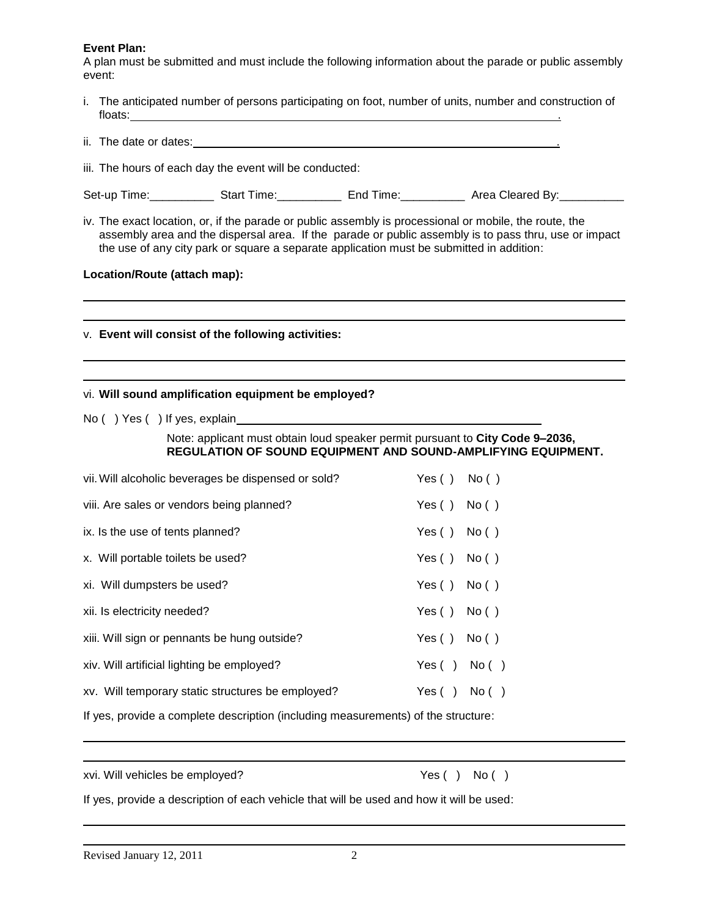**Event Plan:**
A plan must be submitted and must include the following information about the parade or public assembly event:

i. The anticipated number of persons participating on foot, number of units, number and construction of floats:______________________________________________________________________.

ii. The date or dates:______________________________________________________________.

iii. The hours of each day the event will be conducted:

Set-up Time:__________ Start Time:__________ End Time:__________ Area Cleared By:__________

iv. The exact location, or, if the parade or public assembly is processional or mobile, the route, the assembly area and the dispersal area. If the parade or public assembly is to pass thru, use or impact the use of any city park or square a separate application must be submitted in addition:

**Location/Route (attach map):**

______________________________________________________________________________

______________________________________________________________________________

v. **Event will consist of the following activities:**

______________________________________________________________________________

______________________________________________________________________________

vi. **Will sound amplification equipment be employed?**

No ( ) Yes ( ) If yes, explain_______________________________________________

Note: applicant must obtain loud speaker permit pursuant to **City Code 9–2036, REGULATION OF SOUND EQUIPMENT AND SOUND-AMPLIFYING EQUIPMENT.**

vii. Will alcoholic beverages be dispensed or sold? Yes ( ) No ( )

viii. Are sales or vendors being planned? Yes ( ) No ( )

ix. Is the use of tents planned? Yes ( ) No ( )

x. Will portable toilets be used? Yes ( ) No ( )

xi. Will dumpsters be used? Yes ( ) No ( )

xii. Is electricity needed? Yes ( ) No ( )

xiii. Will sign or pennants be hung outside? Yes ( ) No ( )

xiv. Will artificial lighting be employed? Yes ( ) No ( )

xv. Will temporary static structures be employed? Yes ( ) No ( )

If yes, provide a complete description (including measurements) of the structure:

______________________________________________________________________________

______________________________________________________________________________

xvi. Will vehicles be employed? Yes ( ) No ( )

If yes, provide a description of each vehicle that will be used and how it will be used:

______________________________________________________________________________

______________________________________________________________________________

Revised January 12, 2011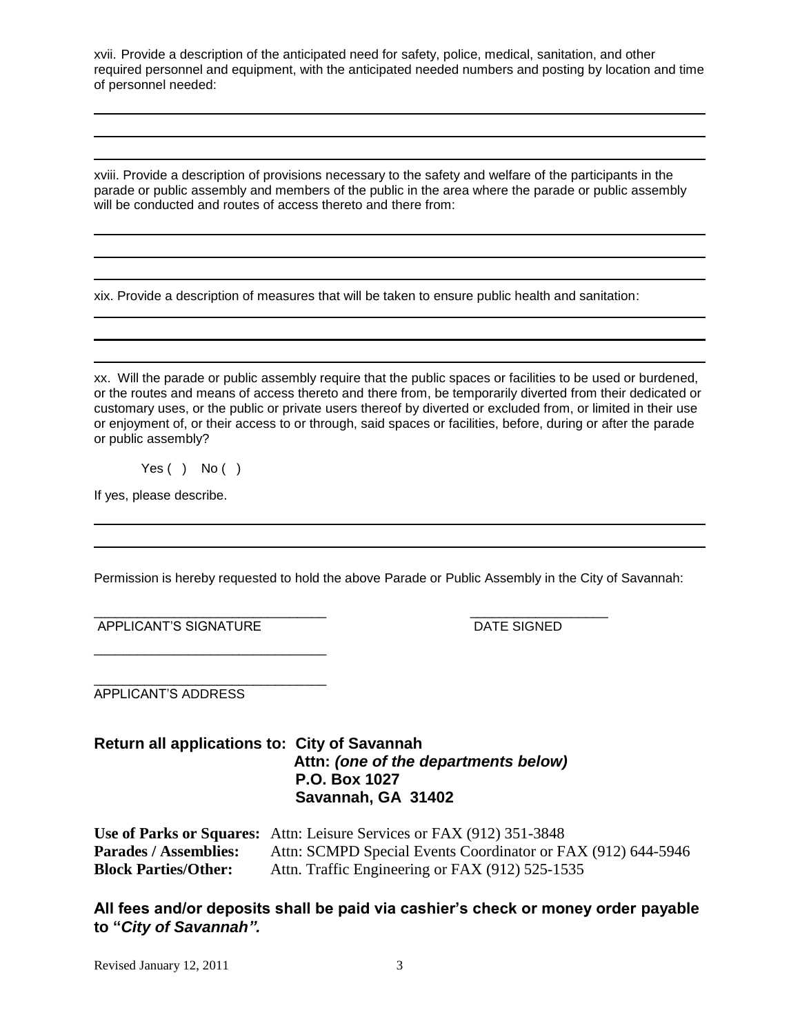xvii. Provide a description of the anticipated need for safety, police, medical, sanitation, and other required personnel and equipment, with the anticipated needed numbers and posting by location and time of personnel needed:

___

___

___

xviii. Provide a description of provisions necessary to the safety and welfare of the participants in the parade or public assembly and members of the public in the area where the parade or public assembly will be conducted and routes of access thereto and there from:

___

___

___

xix. Provide a description of measures that will be taken to ensure public health and sanitation:

___

___

___

xx. Will the parade or public assembly require that the public spaces or facilities to be used or burdened, or the routes and means of access thereto and there from, be temporarily diverted from their dedicated or customary uses, or the public or private users thereof by diverted or excluded from, or limited in their use or enjoyment of, or their access to or through, said spaces or facilities, before, during or after the parade or public assembly?

Yes ( ) No ( )

If yes, please describe.

___

___

Permission is hereby requested to hold the above Parade or Public Assembly in the City of Savannah:

________________________________ ___________________
APPLICANT'S SIGNATURE DATE SIGNED

________________________________

________________________________
APPLICANT'S ADDRESS

**Return all applications to: City of Savannah**
**Attn: *(one of the departments below)***
**P.O. Box 1027**
**Savannah, GA 31402**

**Use of Parks or Squares:** Attn: Leisure Services or FAX (912) 351-3848
**Parades / Assemblies:** Attn: SCMPD Special Events Coordinator or FAX (912) 644-5946
**Block Parties/Other:** Attn. Traffic Engineering or FAX (912) 525-1535

**All fees and/or deposits shall be paid via cashier's check or money order payable to "*City of Savannah".***

Revised January 12, 2011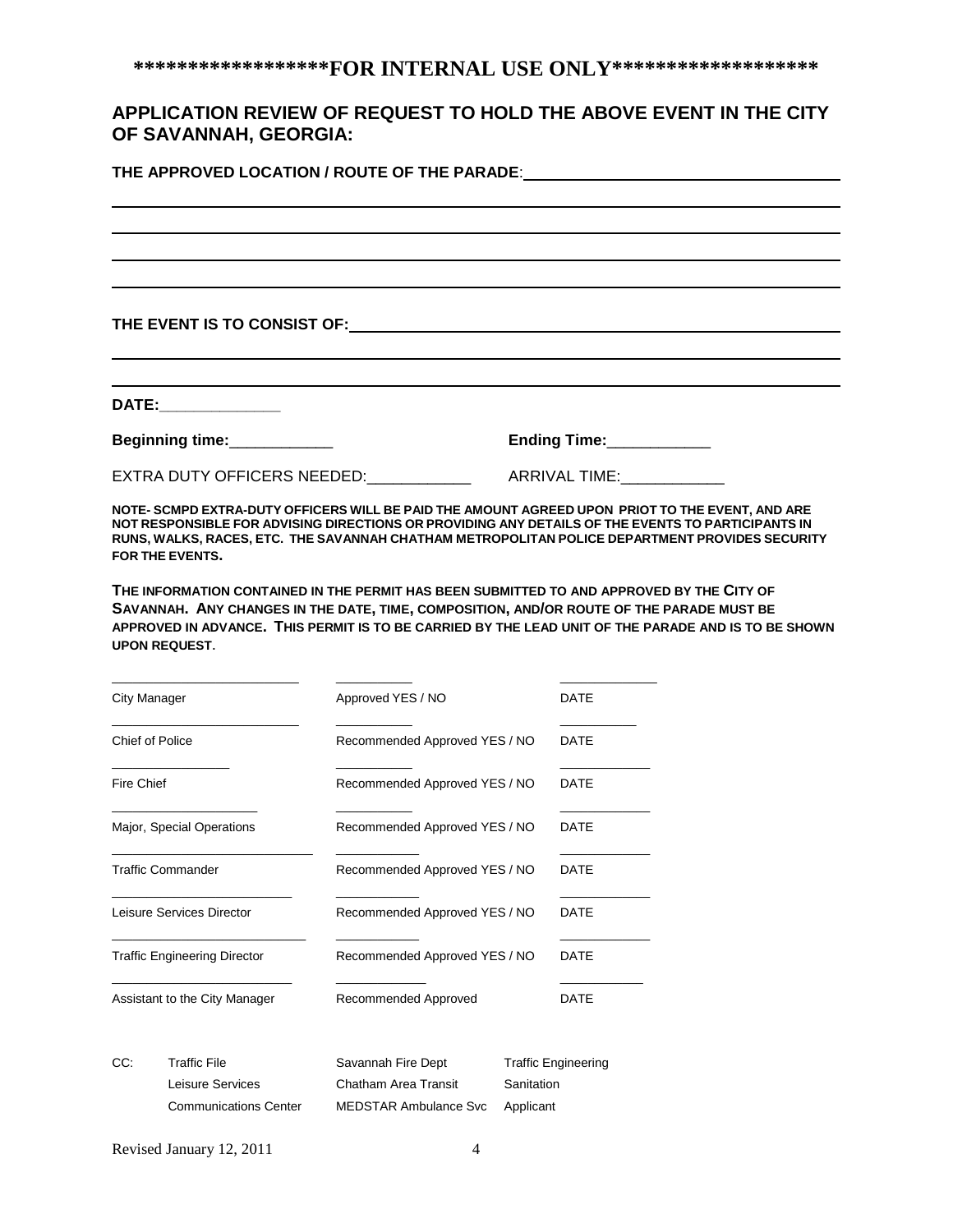**\*\*\*\*\*\*\*\*\*\*\*\*\*\*\*\*\*\*FOR INTERNAL USE ONLY\*\*\*\*\*\*\*\*\*\*\*\*\*\*\*\*\*\*\*\***

## APPLICATION REVIEW OF REQUEST TO HOLD THE ABOVE EVENT IN THE CITY OF SAVANNAH, GEORGIA:

**THE APPROVED LOCATION / ROUTE OF THE PARADE**: \_\_\_\_\_\_\_\_\_\_\_\_\_\_\_\_\_\_\_\_\_\_\_\_\_\_\_\_\_\_\_\_\_\_\_\_

\_\_\_\_\_\_\_\_\_\_\_\_\_\_\_\_\_\_\_\_\_\_\_\_\_\_\_\_\_\_\_\_\_\_\_\_\_\_\_\_\_\_\_\_\_\_\_\_\_\_\_\_\_\_\_\_\_\_\_\_\_\_\_\_\_\_\_\_\_\_\_\_\_\_

\_\_\_\_\_\_\_\_\_\_\_\_\_\_\_\_\_\_\_\_\_\_\_\_\_\_\_\_\_\_\_\_\_\_\_\_\_\_\_\_\_\_\_\_\_\_\_\_\_\_\_\_\_\_\_\_\_\_\_\_\_\_\_\_\_\_\_\_\_\_\_\_\_\_

\_\_\_\_\_\_\_\_\_\_\_\_\_\_\_\_\_\_\_\_\_\_\_\_\_\_\_\_\_\_\_\_\_\_\_\_\_\_\_\_\_\_\_\_\_\_\_\_\_\_\_\_\_\_\_\_\_\_\_\_\_\_\_\_\_\_\_\_\_\_\_\_\_\_

\_\_\_\_\_\_\_\_\_\_\_\_\_\_\_\_\_\_\_\_\_\_\_\_\_\_\_\_\_\_\_\_\_\_\_\_\_\_\_\_\_\_\_\_\_\_\_\_\_\_\_\_\_\_\_\_\_\_\_\_\_\_\_\_\_\_\_\_\_\_\_\_\_\_

**THE EVENT IS TO CONSIST OF:** \_\_\_\_\_\_\_\_\_\_\_\_\_\_\_\_\_\_\_\_\_\_\_\_\_\_\_\_\_\_\_\_\_\_\_\_\_\_\_\_\_\_\_\_\_\_

\_\_\_\_\_\_\_\_\_\_\_\_\_\_\_\_\_\_\_\_\_\_\_\_\_\_\_\_\_\_\_\_\_\_\_\_\_\_\_\_\_\_\_\_\_\_\_\_\_\_\_\_\_\_\_\_\_\_\_\_\_\_\_\_\_\_\_\_\_\_\_\_\_\_

\_\_\_\_\_\_\_\_\_\_\_\_\_\_\_\_\_\_\_\_\_\_\_\_\_\_\_\_\_\_\_\_\_\_\_\_\_\_\_\_\_\_\_\_\_\_\_\_\_\_\_\_\_\_\_\_\_\_\_\_\_\_\_\_\_\_\_\_\_\_\_\_\_\_

**DATE:**\_\_\_\_\_\_\_\_\_\_\_\_\_\_

**Beginning time:**\_\_\_\_\_\_\_\_\_\_\_\_ **Ending Time:**\_\_\_\_\_\_\_\_\_\_\_\_

EXTRA DUTY OFFICERS NEEDED:\_\_\_\_\_\_\_\_\_\_\_\_ ARRIVAL TIME:\_\_\_\_\_\_\_\_\_\_\_\_

**NOTE- SCMPD EXTRA-DUTY OFFICERS WILL BE PAID THE AMOUNT AGREED UPON PRIOT TO THE EVENT, AND ARE NOT RESPONSIBLE FOR ADVISING DIRECTIONS OR PROVIDING ANY DETAILS OF THE EVENTS TO PARTICIPANTS IN RUNS, WALKS, RACES, ETC. THE SAVANNAH CHATHAM METROPOLITAN POLICE DEPARTMENT PROVIDES SECURITY FOR THE EVENTS.**

**THE INFORMATION CONTAINED IN THE PERMIT HAS BEEN SUBMITTED TO AND APPROVED BY THE CITY OF SAVANNAH. ANY CHANGES IN THE DATE, TIME, COMPOSITION, AND/OR ROUTE OF THE PARADE MUST BE APPROVED IN ADVANCE. THIS PERMIT IS TO BE CARRIED BY THE LEAD UNIT OF THE PARADE AND IS TO BE SHOWN UPON REQUEST.**

| | | |
|---|---|---|
| \_\_\_\_\_\_\_\_\_\_\_\_\_\_\_\_\_\_\_\_ City Manager | \_\_\_\_\_\_\_\_\_\_ Approved YES / NO | \_\_\_\_\_\_\_\_\_\_ DATE |
| \_\_\_\_\_\_\_\_\_\_\_\_\_\_\_\_\_\_\_\_ Chief of Police | \_\_\_\_\_\_\_\_\_\_ Recommended Approved YES / NO | \_\_\_\_\_\_\_\_\_\_ DATE |
| \_\_\_\_\_\_\_\_\_\_\_\_\_\_\_\_\_\_\_\_ Fire Chief | \_\_\_\_\_\_\_\_\_\_ Recommended Approved YES / NO | \_\_\_\_\_\_\_\_\_\_ DATE |
| \_\_\_\_\_\_\_\_\_\_\_\_\_\_\_\_\_\_\_\_ Major, Special Operations | \_\_\_\_\_\_\_\_\_\_ Recommended Approved YES / NO | \_\_\_\_\_\_\_\_\_\_ DATE |
| \_\_\_\_\_\_\_\_\_\_\_\_\_\_\_\_\_\_\_\_ Traffic Commander | \_\_\_\_\_\_\_\_\_\_ Recommended Approved YES / NO | \_\_\_\_\_\_\_\_\_\_ DATE |
| \_\_\_\_\_\_\_\_\_\_\_\_\_\_\_\_\_\_\_\_ Leisure Services Director | \_\_\_\_\_\_\_\_\_\_ Recommended Approved YES / NO | \_\_\_\_\_\_\_\_\_\_ DATE |
| \_\_\_\_\_\_\_\_\_\_\_\_\_\_\_\_\_\_\_\_ Traffic Engineering Director | \_\_\_\_\_\_\_\_\_\_ Recommended Approved YES / NO | \_\_\_\_\_\_\_\_\_\_ DATE |
| \_\_\_\_\_\_\_\_\_\_\_\_\_\_\_\_\_\_\_\_ Assistant to the City Manager | \_\_\_\_\_\_\_\_\_\_ Recommended Approved | \_\_\_\_\_\_\_\_\_\_ DATE |

| | | | |
|---|---|---|---|
| CC: | Traffic File | Savannah Fire Dept | Traffic Engineering |
| | Leisure Services | Chatham Area Transit | Sanitation |
| | Communications Center | MEDSTAR Ambulance Svc | Applicant |

Revised January 12, 2011